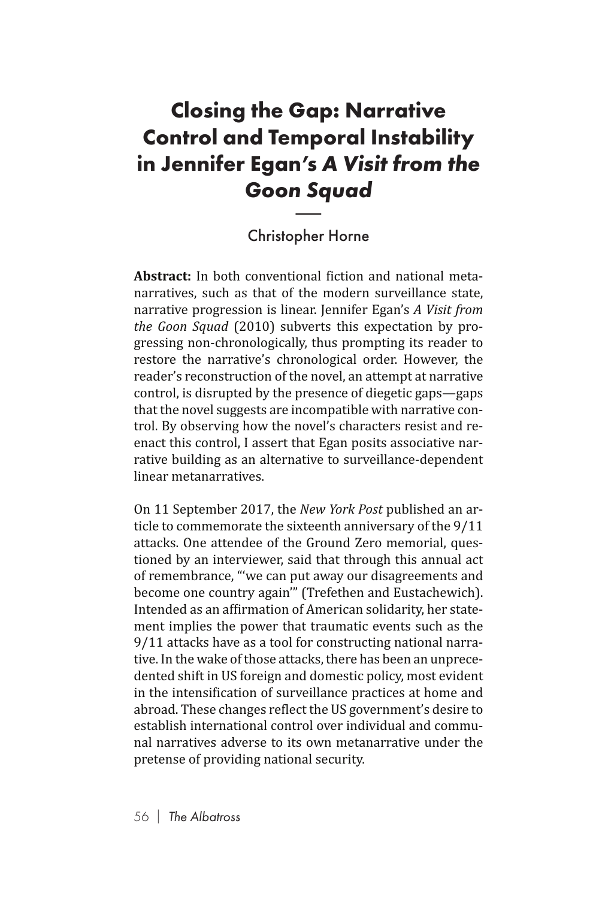# Closing the Gap: Narrative Control and Temporal Instability in Jennifer Egan's *A Visit from the Goon Squad*

Christopher Horne

**Abstract:** In both conventional fiction and national metanarratives, such as that of the modern surveillance state, narrative progression is linear. Jennifer Egan's *A Visit from the Goon Squad* (2010) subverts this expectation by progressing non-chronologically, thus prompting its reader to restore the narrative's chronological order. However, the reader's reconstruction of the novel, an attempt at narrative control, is disrupted by the presence of diegetic gaps—gaps that the novel suggests are incompatible with narrative control. By observing how the novel's characters resist and reenact this control, I assert that Egan posits associative narrative building as an alternative to surveillance-dependent linear metanarratives.

On 11 September 2017, the *New York Post* published an article to commemorate the sixteenth anniversary of the 9/11 attacks. One attendee of the Ground Zero memorial, questioned by an interviewer, said that through this annual act of remembrance, "'we can put away our disagreements and become one country again'" (Trefethen and Eustachewich). Intended as an affirmation of American solidarity, her statement implies the power that traumatic events such as the 9/11 attacks have as a tool for constructing national narrative. In the wake of those attacks, there has been an unprecedented shift in US foreign and domestic policy, most evident in the intensification of surveillance practices at home and abroad. These changes reflect the US government's desire to establish international control over individual and communal narratives adverse to its own metanarrative under the pretense of providing national security.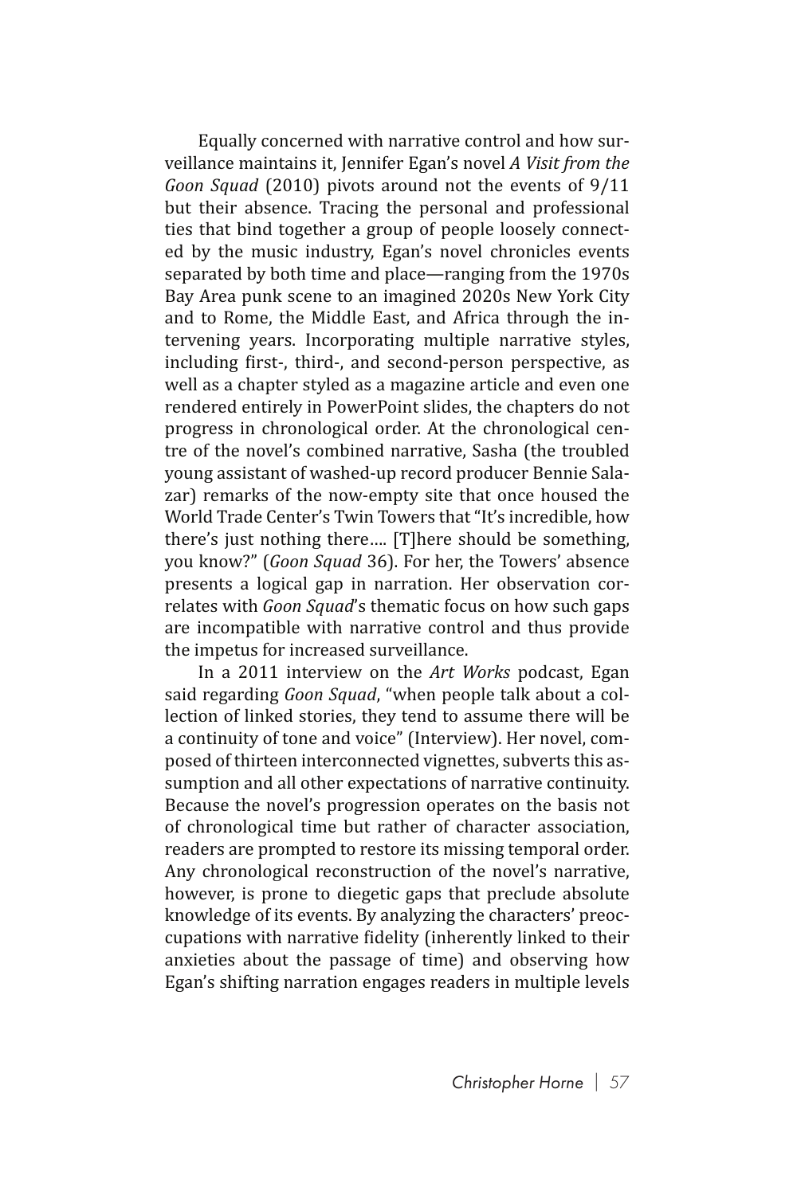Equally concerned with narrative control and how surveillance maintains it, Jennifer Egan's novel *A Visit from the Goon Squad* (2010) pivots around not the events of 9/11 but their absence. Tracing the personal and professional ties that bind together a group of people loosely connected by the music industry, Egan's novel chronicles events separated by both time and place—ranging from the 1970s Bay Area punk scene to an imagined 2020s New York City and to Rome, the Middle East, and Africa through the intervening years. Incorporating multiple narrative styles, including first-, third-, and second-person perspective, as well as a chapter styled as a magazine article and even one rendered entirely in PowerPoint slides, the chapters do not progress in chronological order. At the chronological centre of the novel's combined narrative, Sasha (the troubled young assistant of washed-up record producer Bennie Salazar) remarks of the now-empty site that once housed the World Trade Center's Twin Towers that "It's incredible, how there's just nothing there…. [T]here should be something, you know?" (*Goon Squad* 36). For her, the Towers' absence presents a logical gap in narration. Her observation correlates with *Goon Squad*'s thematic focus on how such gaps are incompatible with narrative control and thus provide the impetus for increased surveillance.

In a 2011 interview on the *Art Works* podcast, Egan said regarding *Goon Squad*, "when people talk about a collection of linked stories, they tend to assume there will be a continuity of tone and voice" (Interview). Her novel, composed of thirteen interconnected vignettes, subverts this assumption and all other expectations of narrative continuity. Because the novel's progression operates on the basis not of chronological time but rather of character association, readers are prompted to restore its missing temporal order. Any chronological reconstruction of the novel's narrative, however, is prone to diegetic gaps that preclude absolute knowledge of its events. By analyzing the characters' preoccupations with narrative fidelity (inherently linked to their anxieties about the passage of time) and observing how Egan's shifting narration engages readers in multiple levels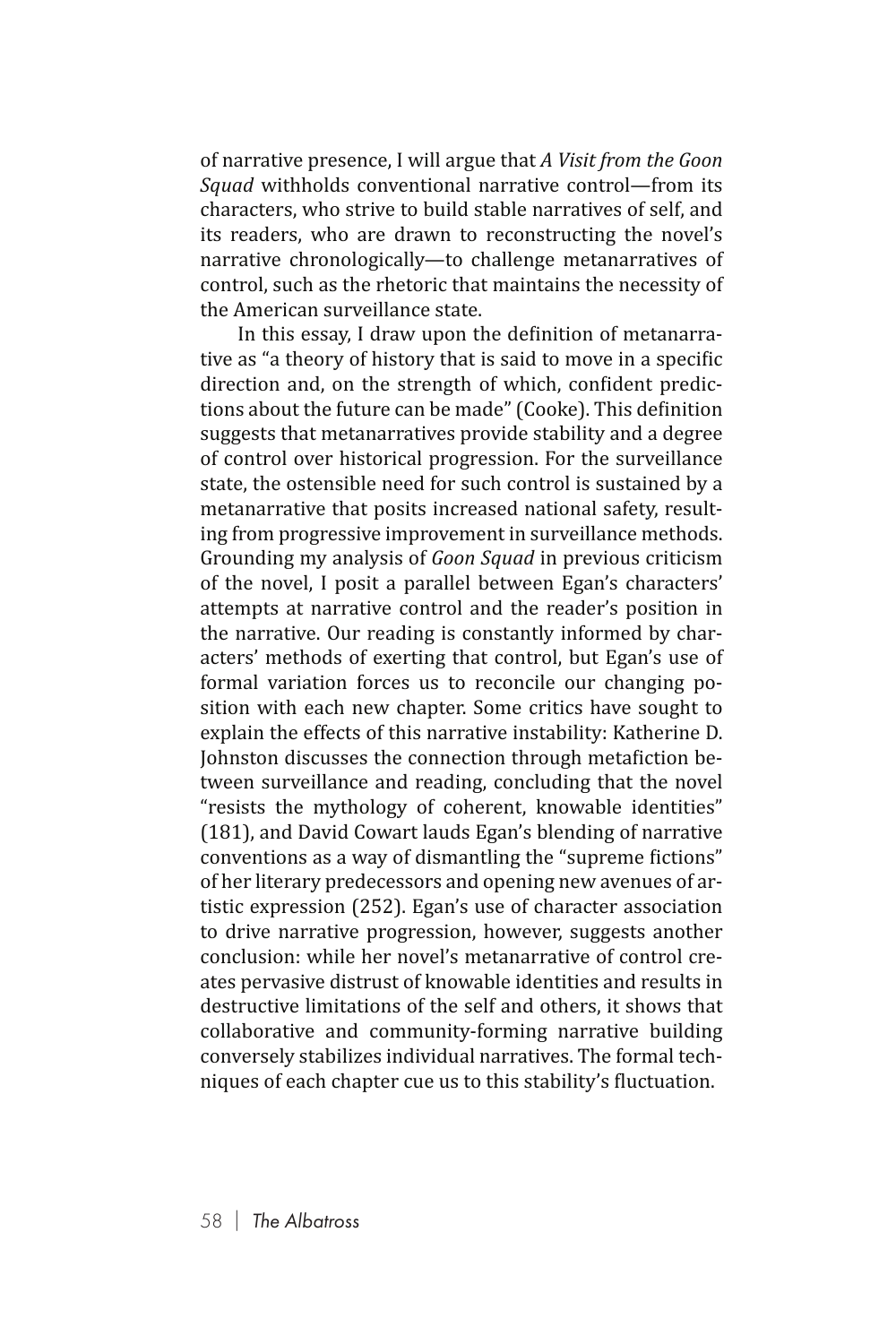of narrative presence, I will argue that *A Visit from the Goon Squad* withholds conventional narrative control—from its characters, who strive to build stable narratives of self, and its readers, who are drawn to reconstructing the novel's narrative chronologically—to challenge metanarratives of control, such as the rhetoric that maintains the necessity of the American surveillance state.

In this essay, I draw upon the definition of metanarrative as "a theory of history that is said to move in a specific direction and, on the strength of which, confident predictions about the future can be made" (Cooke). This definition suggests that metanarratives provide stability and a degree of control over historical progression. For the surveillance state, the ostensible need for such control is sustained by a metanarrative that posits increased national safety, resulting from progressive improvement in surveillance methods. Grounding my analysis of *Goon Squad* in previous criticism of the novel, I posit a parallel between Egan's characters' attempts at narrative control and the reader's position in the narrative. Our reading is constantly informed by characters' methods of exerting that control, but Egan's use of formal variation forces us to reconcile our changing position with each new chapter. Some critics have sought to explain the effects of this narrative instability: Katherine D. Johnston discusses the connection through metafiction between surveillance and reading, concluding that the novel "resists the mythology of coherent, knowable identities" (181), and David Cowart lauds Egan's blending of narrative conventions as a way of dismantling the "supreme fictions" of her literary predecessors and opening new avenues of artistic expression (252). Egan's use of character association to drive narrative progression, however, suggests another conclusion: while her novel's metanarrative of control creates pervasive distrust of knowable identities and results in destructive limitations of the self and others, it shows that collaborative and community-forming narrative building conversely stabilizes individual narratives. The formal techniques of each chapter cue us to this stability's fluctuation.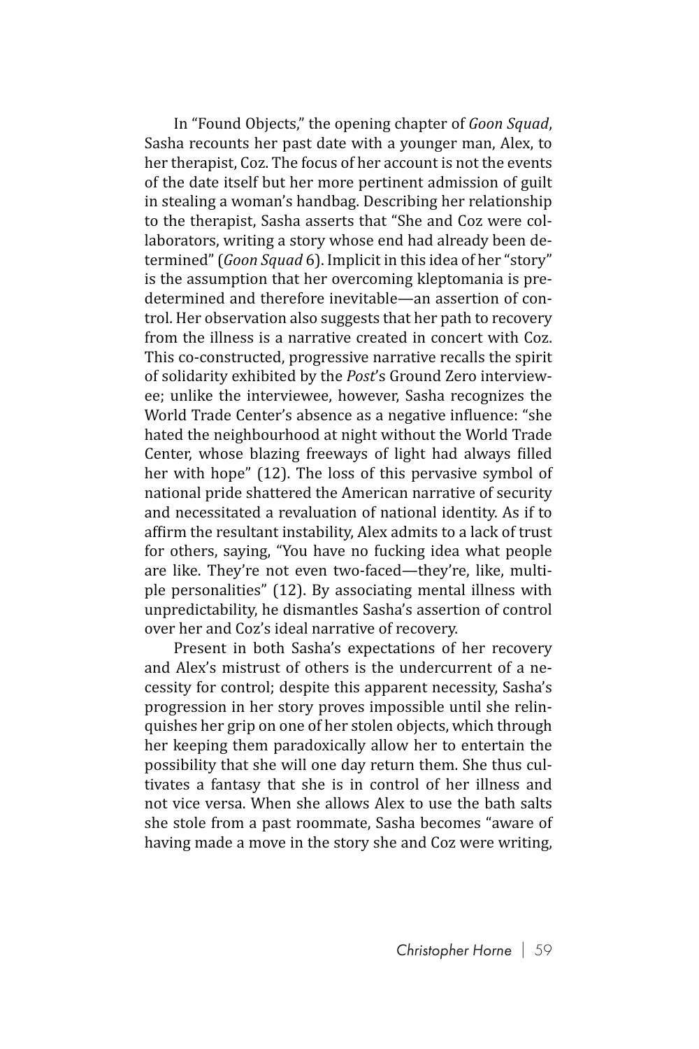In "Found Objects," the opening chapter of *Goon Squad*, Sasha recounts her past date with a younger man, Alex, to her therapist, Coz. The focus of her account is not the events of the date itself but her more pertinent admission of guilt in stealing a woman's handbag. Describing her relationship to the therapist, Sasha asserts that "She and Coz were collaborators, writing a story whose end had already been determined" (*Goon Squad* 6). Implicit in this idea of her "story" is the assumption that her overcoming kleptomania is predetermined and therefore inevitable—an assertion of control. Her observation also suggests that her path to recovery from the illness is a narrative created in concert with Coz. This co-constructed, progressive narrative recalls the spirit of solidarity exhibited by the *Post*'s Ground Zero interviewee; unlike the interviewee, however, Sasha recognizes the World Trade Center's absence as a negative influence: "she hated the neighbourhood at night without the World Trade Center, whose blazing freeways of light had always filled her with hope" (12). The loss of this pervasive symbol of national pride shattered the American narrative of security and necessitated a revaluation of national identity. As if to affirm the resultant instability, Alex admits to a lack of trust for others, saying, "You have no fucking idea what people are like. They're not even two-faced—they're, like, multiple personalities" (12). By associating mental illness with unpredictability, he dismantles Sasha's assertion of control over her and Coz's ideal narrative of recovery.

Present in both Sasha's expectations of her recovery and Alex's mistrust of others is the undercurrent of a necessity for control; despite this apparent necessity, Sasha's progression in her story proves impossible until she relinquishes her grip on one of her stolen objects, which through her keeping them paradoxically allow her to entertain the possibility that she will one day return them. She thus cultivates a fantasy that she is in control of her illness and not vice versa. When she allows Alex to use the bath salts she stole from a past roommate, Sasha becomes "aware of having made a move in the story she and Coz were writing,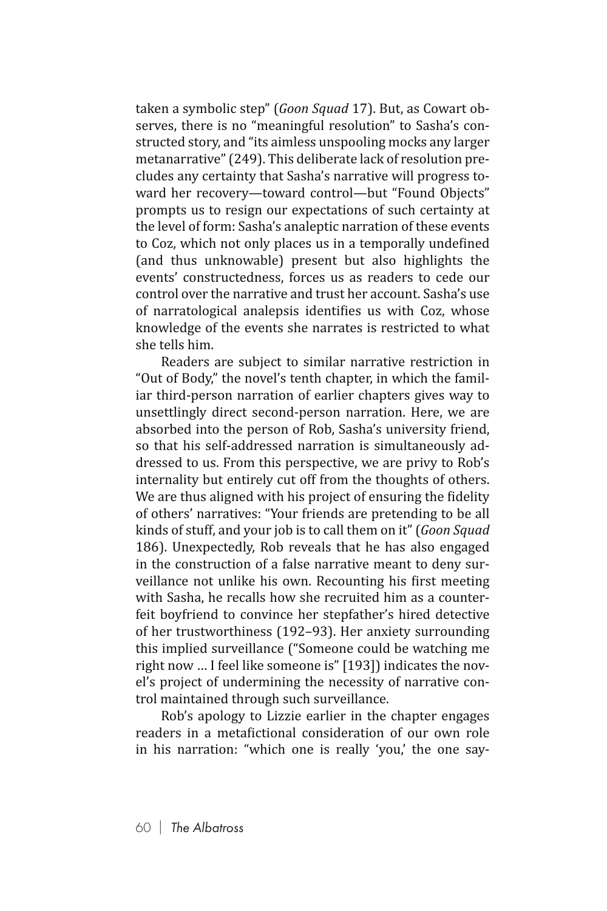taken a symbolic step" (*Goon Squad* 17). But, as Cowart observes, there is no "meaningful resolution" to Sasha's constructed story, and "its aimless unspooling mocks any larger metanarrative" (249). This deliberate lack of resolution precludes any certainty that Sasha's narrative will progress toward her recovery—toward control—but "Found Objects" prompts us to resign our expectations of such certainty at the level of form: Sasha's analeptic narration of these events to Coz, which not only places us in a temporally undefined (and thus unknowable) present but also highlights the events' constructedness, forces us as readers to cede our control over the narrative and trust her account. Sasha's use of narratological analepsis identifies us with Coz, whose knowledge of the events she narrates is restricted to what she tells him.

Readers are subject to similar narrative restriction in "Out of Body," the novel's tenth chapter, in which the familiar third-person narration of earlier chapters gives way to unsettlingly direct second-person narration. Here, we are absorbed into the person of Rob, Sasha's university friend, so that his self-addressed narration is simultaneously addressed to us. From this perspective, we are privy to Rob's internality but entirely cut off from the thoughts of others. We are thus aligned with his project of ensuring the fidelity of others' narratives: "Your friends are pretending to be all kinds of stuff, and your job is to call them on it" (*Goon Squad* 186). Unexpectedly, Rob reveals that he has also engaged in the construction of a false narrative meant to deny surveillance not unlike his own. Recounting his first meeting with Sasha, he recalls how she recruited him as a counterfeit boyfriend to convince her stepfather's hired detective of her trustworthiness (192–93). Her anxiety surrounding this implied surveillance ("Someone could be watching me right now ... I feel like someone is" [193]) indicates the novel's project of undermining the necessity of narrative control maintained through such surveillance.

Rob's apology to Lizzie earlier in the chapter engages readers in a metafictional consideration of our own role in his narration: "which one is really 'you,' the one say-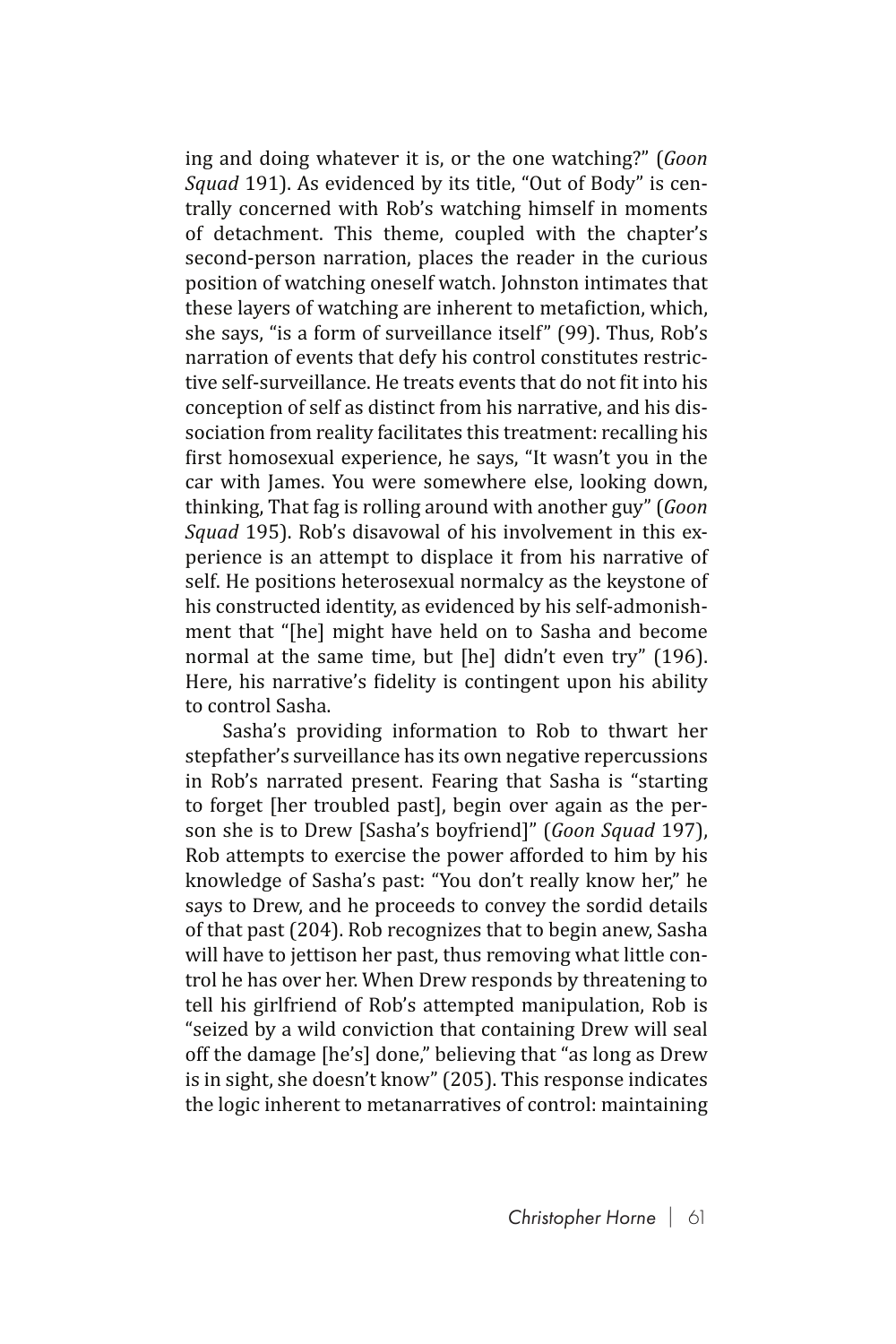ing and doing whatever it is, or the one watching?" (*Goon Squad* 191). As evidenced by its title, "Out of Body" is centrally concerned with Rob's watching himself in moments of detachment. This theme, coupled with the chapter's second-person narration, places the reader in the curious position of watching oneself watch. Johnston intimates that these layers of watching are inherent to metafiction, which, she says, "is a form of surveillance itself" (99). Thus, Rob's narration of events that defy his control constitutes restrictive self-surveillance. He treats events that do not fit into his conception of self as distinct from his narrative, and his dissociation from reality facilitates this treatment: recalling his first homosexual experience, he says, "It wasn't you in the car with James. You were somewhere else, looking down, thinking, That fag is rolling around with another guy" (*Goon Squad* 195). Rob's disavowal of his involvement in this experience is an attempt to displace it from his narrative of self. He positions heterosexual normalcy as the keystone of his constructed identity, as evidenced by his self-admonishment that "[he] might have held on to Sasha and become normal at the same time, but [he] didn't even try" (196). Here, his narrative's fidelity is contingent upon his ability to control Sasha.

Sasha's providing information to Rob to thwart her stepfather's surveillance has its own negative repercussions in Rob's narrated present. Fearing that Sasha is "starting to forget [her troubled past], begin over again as the person she is to Drew [Sasha's boyfriend]" (*Goon Squad* 197), Rob attempts to exercise the power afforded to him by his knowledge of Sasha's past: "You don't really know her," he says to Drew, and he proceeds to convey the sordid details of that past (204). Rob recognizes that to begin anew, Sasha will have to jettison her past, thus removing what little control he has over her. When Drew responds by threatening to tell his girlfriend of Rob's attempted manipulation, Rob is "seized by a wild conviction that containing Drew will seal off the damage [he's] done," believing that "as long as Drew is in sight, she doesn't know" (205). This response indicates the logic inherent to metanarratives of control: maintaining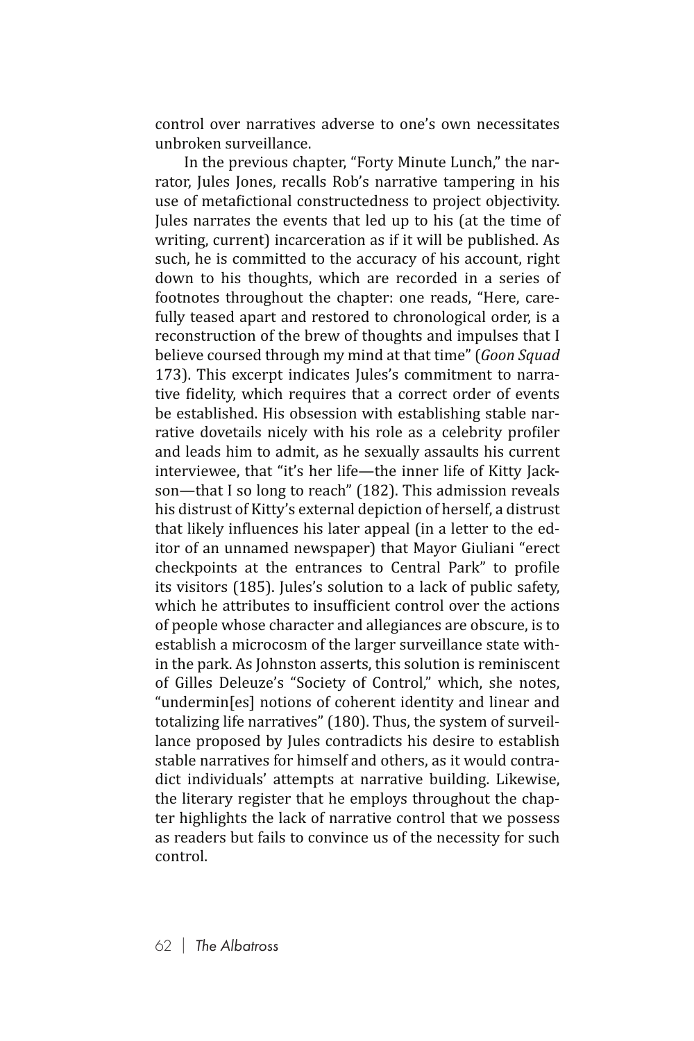control over narratives adverse to one's own necessitates unbroken surveillance.

In the previous chapter, "Forty Minute Lunch," the narrator, Jules Jones, recalls Rob's narrative tampering in his use of metafictional constructedness to project objectivity. Jules narrates the events that led up to his (at the time of writing, current) incarceration as if it will be published. As such, he is committed to the accuracy of his account, right down to his thoughts, which are recorded in a series of footnotes throughout the chapter: one reads, "Here, carefully teased apart and restored to chronological order, is a reconstruction of the brew of thoughts and impulses that I believe coursed through my mind at that time" (*Goon Squad* 173). This excerpt indicates Jules's commitment to narrative fidelity, which requires that a correct order of events be established. His obsession with establishing stable narrative dovetails nicely with his role as a celebrity profiler and leads him to admit, as he sexually assaults his current interviewee, that "it's her life—the inner life of Kitty Jackson—that I so long to reach" (182). This admission reveals his distrust of Kitty's external depiction of herself, a distrust that likely influences his later appeal (in a letter to the editor of an unnamed newspaper) that Mayor Giuliani "erect checkpoints at the entrances to Central Park" to profile its visitors (185). Jules's solution to a lack of public safety, which he attributes to insufficient control over the actions of people whose character and allegiances are obscure, is to establish a microcosm of the larger surveillance state within the park. As Johnston asserts, this solution is reminiscent of Gilles Deleuze's "Society of Control," which, she notes, "undermin[es] notions of coherent identity and linear and totalizing life narratives" (180). Thus, the system of surveillance proposed by Jules contradicts his desire to establish stable narratives for himself and others, as it would contradict individuals' attempts at narrative building. Likewise, the literary register that he employs throughout the chapter highlights the lack of narrative control that we possess as readers but fails to convince us of the necessity for such control.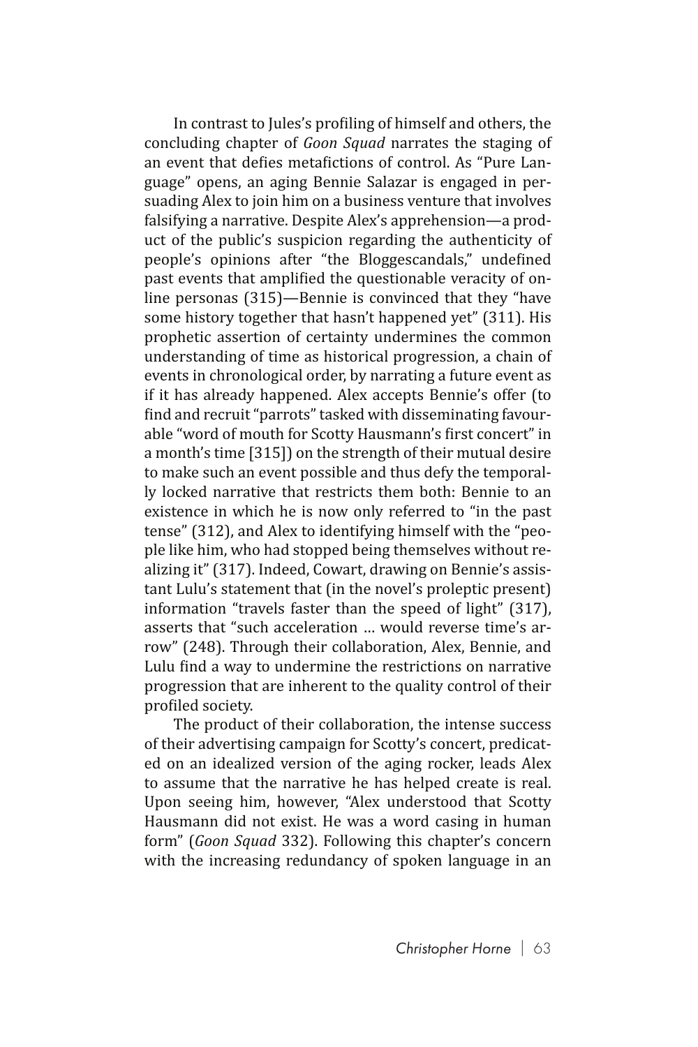In contrast to Jules's profiling of himself and others, the concluding chapter of *Goon Squad* narrates the staging of an event that defies metafictions of control. As "Pure Language" opens, an aging Bennie Salazar is engaged in persuading Alex to join him on a business venture that involves falsifying a narrative. Despite Alex's apprehension—a product of the public's suspicion regarding the authenticity of people's opinions after "the Bloggescandals," undefined past events that amplified the questionable veracity of online personas (315)—Bennie is convinced that they "have some history together that hasn't happened yet" (311). His prophetic assertion of certainty undermines the common understanding of time as historical progression, a chain of events in chronological order, by narrating a future event as if it has already happened. Alex accepts Bennie's offer (to find and recruit "parrots" tasked with disseminating favourable "word of mouth for Scotty Hausmann's first concert" in a month's time [315]) on the strength of their mutual desire to make such an event possible and thus defy the temporally locked narrative that restricts them both: Bennie to an existence in which he is now only referred to "in the past tense" (312), and Alex to identifying himself with the "people like him, who had stopped being themselves without realizing it" (317). Indeed, Cowart, drawing on Bennie's assistant Lulu's statement that (in the novel's proleptic present) information "travels faster than the speed of light" (317), asserts that "such acceleration … would reverse time's arrow" (248). Through their collaboration, Alex, Bennie, and Lulu find a way to undermine the restrictions on narrative progression that are inherent to the quality control of their profiled society.

The product of their collaboration, the intense success of their advertising campaign for Scotty's concert, predicated on an idealized version of the aging rocker, leads Alex to assume that the narrative he has helped create is real. Upon seeing him, however, "Alex understood that Scotty Hausmann did not exist. He was a word casing in human form" (*Goon Squad* 332). Following this chapter's concern with the increasing redundancy of spoken language in an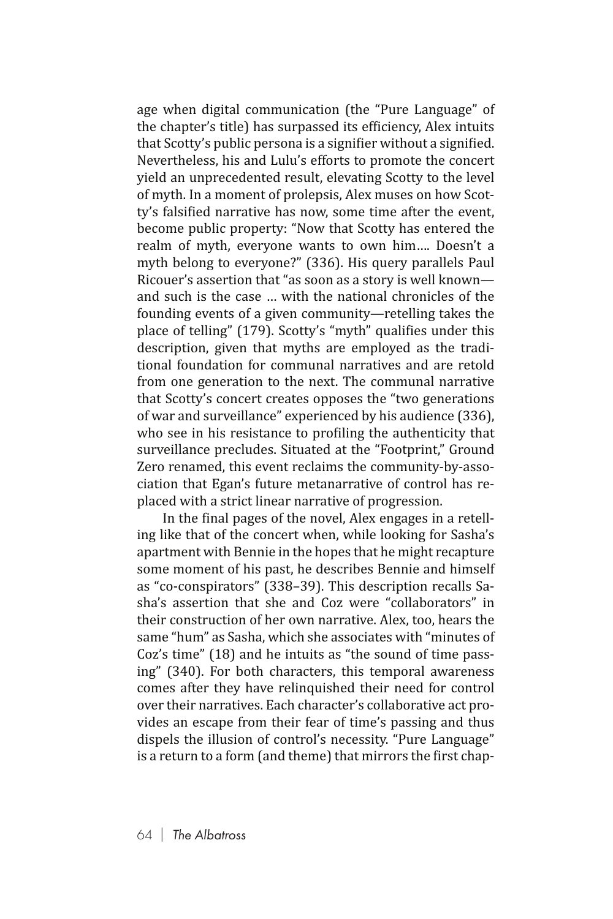age when digital communication (the "Pure Language" of the chapter's title) has surpassed its efficiency, Alex intuits that Scotty's public persona is a signifier without a signified. Nevertheless, his and Lulu's efforts to promote the concert yield an unprecedented result, elevating Scotty to the level of myth. In a moment of prolepsis, Alex muses on how Scotty's falsified narrative has now, some time after the event, become public property: "Now that Scotty has entered the realm of myth, everyone wants to own him…. Doesn't a myth belong to everyone?" (336). His query parallels Paul Ricouer's assertion that "as soon as a story is well known—and such is the case … with the national chronicles of the founding events of a given community—retelling takes the place of telling" (179). Scotty's "myth" qualifies under this description, given that myths are employed as the traditional foundation for communal narratives and are retold from one generation to the next. The communal narrative that Scotty's concert creates opposes the "two generations of war and surveillance" experienced by his audience (336), who see in his resistance to profiling the authenticity that surveillance precludes. Situated at the "Footprint," Ground Zero renamed, this event reclaims the community-by-association that Egan's future metanarrative of control has replaced with a strict linear narrative of progression.

In the final pages of the novel, Alex engages in a retelling like that of the concert when, while looking for Sasha's apartment with Bennie in the hopes that he might recapture some moment of his past, he describes Bennie and himself as "co-conspirators" (338–39). This description recalls Sasha's assertion that she and Coz were "collaborators" in their construction of her own narrative. Alex, too, hears the same "hum" as Sasha, which she associates with "minutes of Coz's time" (18) and he intuits as "the sound of time passing" (340). For both characters, this temporal awareness comes after they have relinquished their need for control over their narratives. Each character's collaborative act provides an escape from their fear of time's passing and thus dispels the illusion of control's necessity. "Pure Language" is a return to a form (and theme) that mirrors the first chap-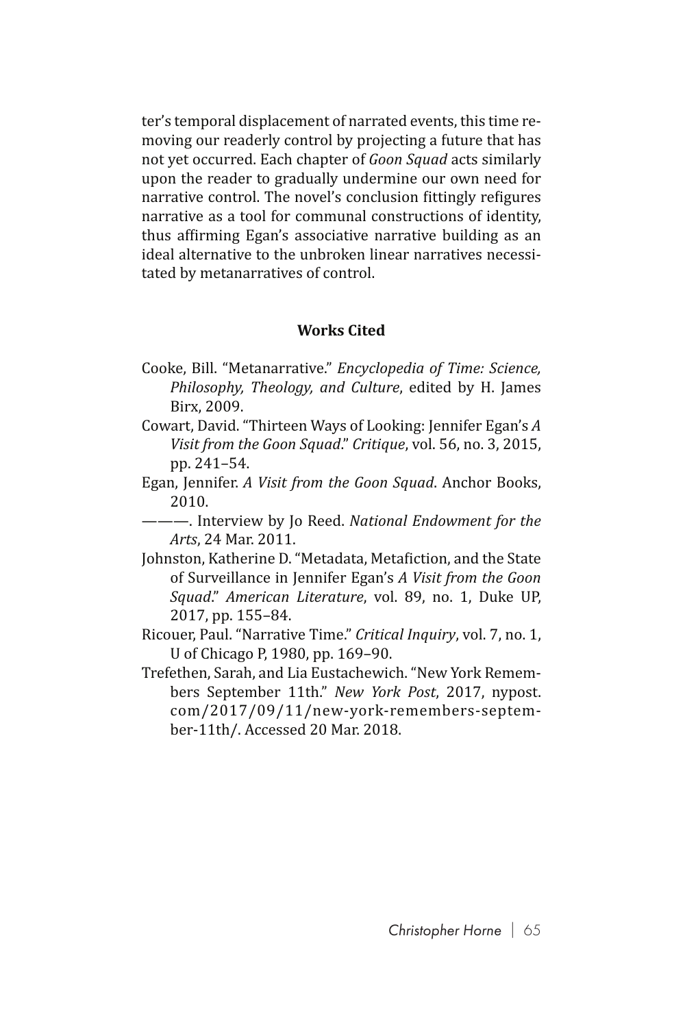ter's temporal displacement of narrated events, this time removing our readerly control by projecting a future that has not yet occurred. Each chapter of *Goon Squad* acts similarly upon the reader to gradually undermine our own need for narrative control. The novel's conclusion fittingly refigures narrative as a tool for communal constructions of identity, thus affirming Egan's associative narrative building as an ideal alternative to the unbroken linear narratives necessitated by metanarratives of control.

## Works Cited

Cooke, Bill. "Metanarrative." *Encyclopedia of Time: Science, Philosophy, Theology, and Culture*, edited by H. James Birx, 2009.

Cowart, David. "Thirteen Ways of Looking: Jennifer Egan's *A Visit from the Goon Squad*." *Critique*, vol. 56, no. 3, 2015, pp. 241–54.

Egan, Jennifer. *A Visit from the Goon Squad*. Anchor Books, 2010.

———. Interview by Jo Reed. *National Endowment for the Arts*, 24 Mar. 2011.

Johnston, Katherine D. "Metadata, Metafiction, and the State of Surveillance in Jennifer Egan's *A Visit from the Goon Squad*." *American Literature*, vol. 89, no. 1, Duke UP, 2017, pp. 155–84.

Ricouer, Paul. "Narrative Time." *Critical Inquiry*, vol. 7, no. 1, U of Chicago P, 1980, pp. 169–90.

Trefethen, Sarah, and Lia Eustachewich. "New York Remembers September 11th." *New York Post*, 2017, nypost.com/2017/09/11/new-york-remembers-september-11th/. Accessed 20 Mar. 2018.